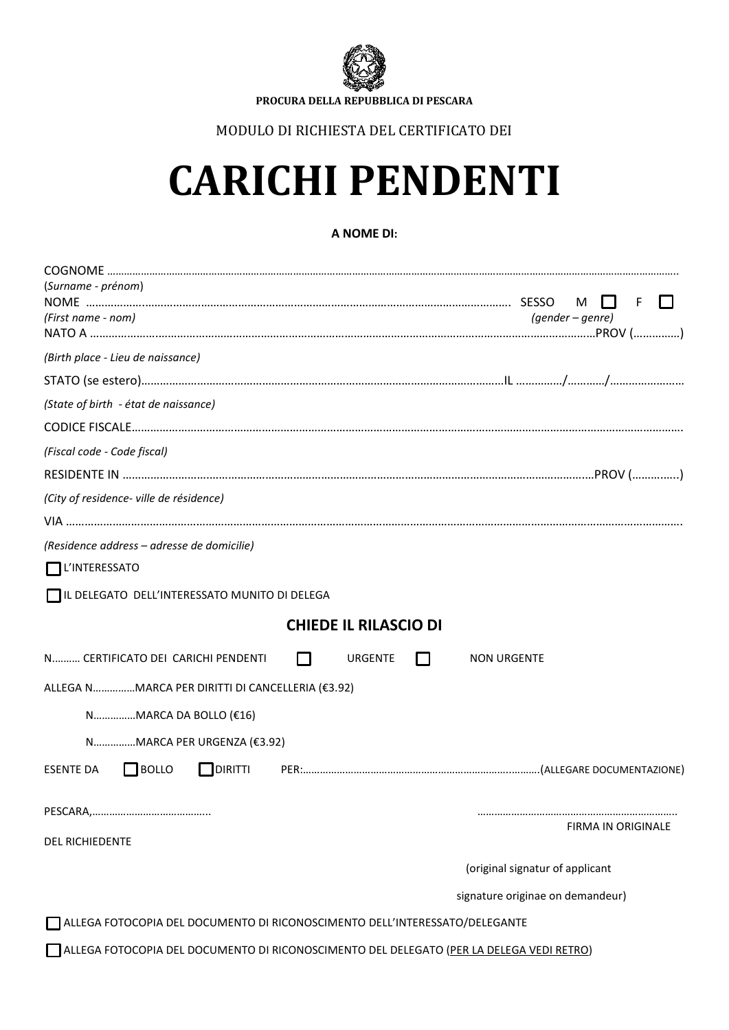**PROCURA DELLA REPUBBLICA DI PESCARA**

MODULO DI RICHIESTA DEL CERTIFICATO DEI

# CARICHI PENDENTI

**A NOME DI:**

COGNOME ………………………………………………………………………………………………………………………………………………………………
(*Surname - prénom*)
NOME ……………………………………………………………………………………………………………… SESSO M ☐ F ☐
*(First name - nom)* *(gender – genre)*
NATO A ……………………………………………………………………………………………………………………………………………PROV (……………)

*(Birth place - Lieu de naissance)*

STATO (se estero)…………………………………………………………………………………………………IL ……………/…………/……………………

*(State of birth - état de naissance)*

CODICE FISCALE…………………………………………………………………………………………………………………………………………………

*(Fiscal code - Code fiscal)*

RESIDENTE IN ………………………………………………………………………………………………………………………………PROV (…………..)

*(City of residence- ville de résidence)*

VIA ………………………………………………………………………………………………………………………………………………………………

*(Residence address – adresse de domicilie)*

☐ L'INTERESSATO

☐ IL DELEGATO DELL'INTERESSATO MUNITO DI DELEGA

## CHIEDE IL RILASCIO DI

N………. CERTIFICATO DEI CARICHI PENDENTI ☐ URGENTE ☐ NON URGENTE

ALLEGA N……………MARCA PER DIRITTI DI CANCELLERIA (€3.92)

N……………MARCA DA BOLLO (€16)

N……………MARCA PER URGENZA (€3.92)

ESENTE DA ☐ BOLLO ☐ DIRITTI PER:……………………………………………………………………….(ALLEGARE DOCUMENTAZIONE)

PESCARA,…………………………………..

……………………………………………………………
FIRMA IN ORIGINALE

DEL RICHIEDENTE

(original signatur of applicant

signature originae on demandeur)

☐ ALLEGA FOTOCOPIA DEL DOCUMENTO DI RICONOSCIMENTO DELL'INTERESSATO/DELEGANTE

☐ ALLEGA FOTOCOPIA DEL DOCUMENTO DI RICONOSCIMENTO DEL DELEGATO (PER LA DELEGA VEDI RETRO)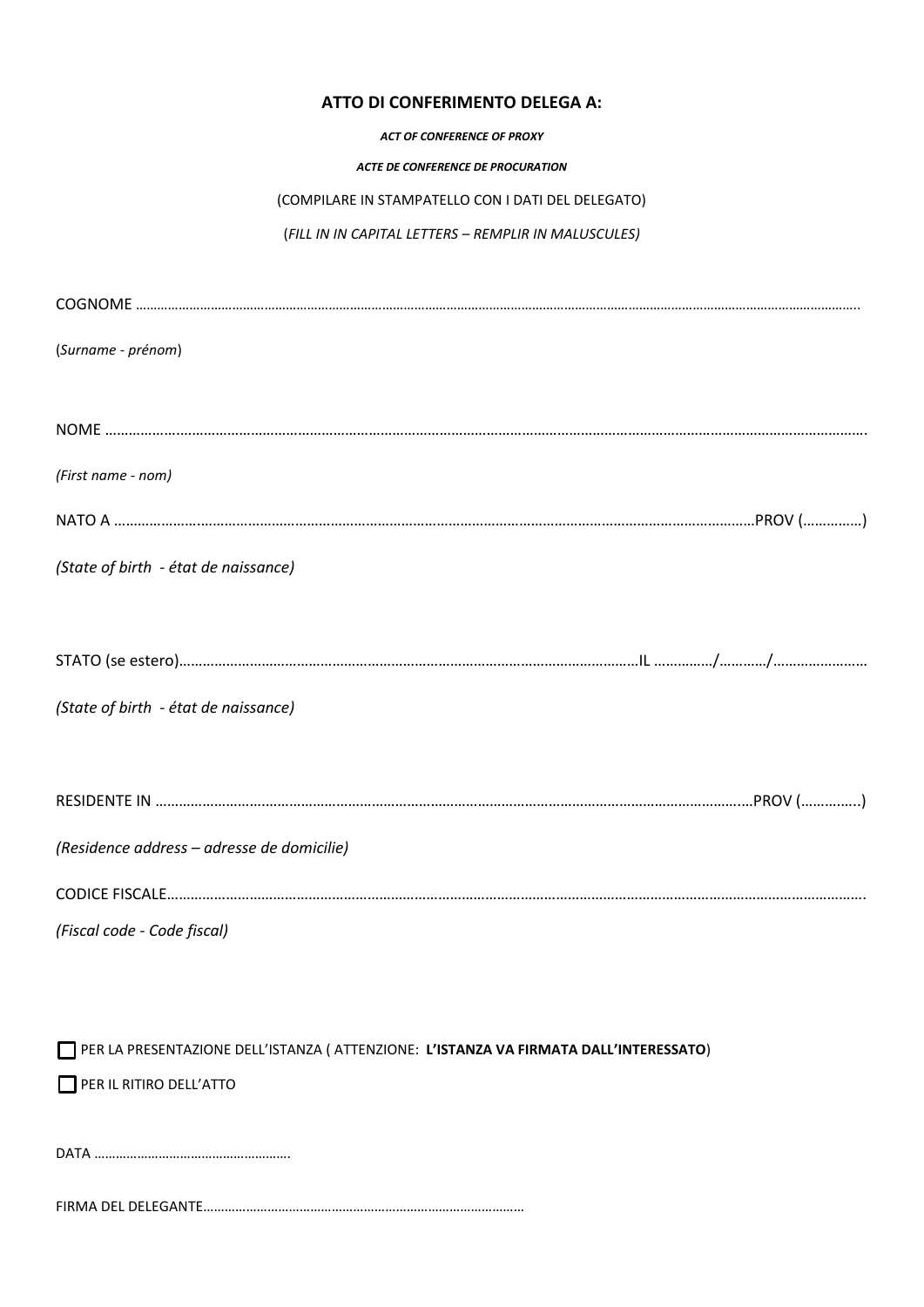## ATTO DI CONFERIMENTO DELEGA A:

***ACT OF CONFERENCE OF PROXY***

***ACTE DE CONFERENCE DE PROCURATION***

(COMPILARE IN STAMPATELLO CON I DATI DEL DELEGATO)

(*FILL IN IN CAPITAL LETTERS – REMPLIR IN MALUSCULES)*

COGNOME ……………………………………………………………………………………………………………………………………………………………………………………

(*Surname - prénom*)

NOME ………………………………………………………………………………………………………………………………………………………………………

*(First name - nom)*

NATO A ……………………………………………………………………………………………………………………………………………PROV (……………)

*(State of birth - état de naissance)*

STATO (se estero)……………………………………………………………………………………………………IL ……………/…………/……………………

*(State of birth - état de naissance)*

RESIDENTE IN ……………………………………………………………………………………………………………………………………PROV (…………..)

*(Residence address – adresse de domicilie)*

CODICE FISCALE………………………………………………………………………………………………………………………………………………………

*(Fiscal code - Code fiscal)*

☐ PER LA PRESENTAZIONE DELL'ISTANZA ( ATTENZIONE: **L'ISTANZA VA FIRMATA DALL'INTERESSATO**)

☐ PER IL RITIRO DELL'ATTO

DATA ……………………………………………….

FIRMA DEL DELEGANTE………………………………………………………………………………